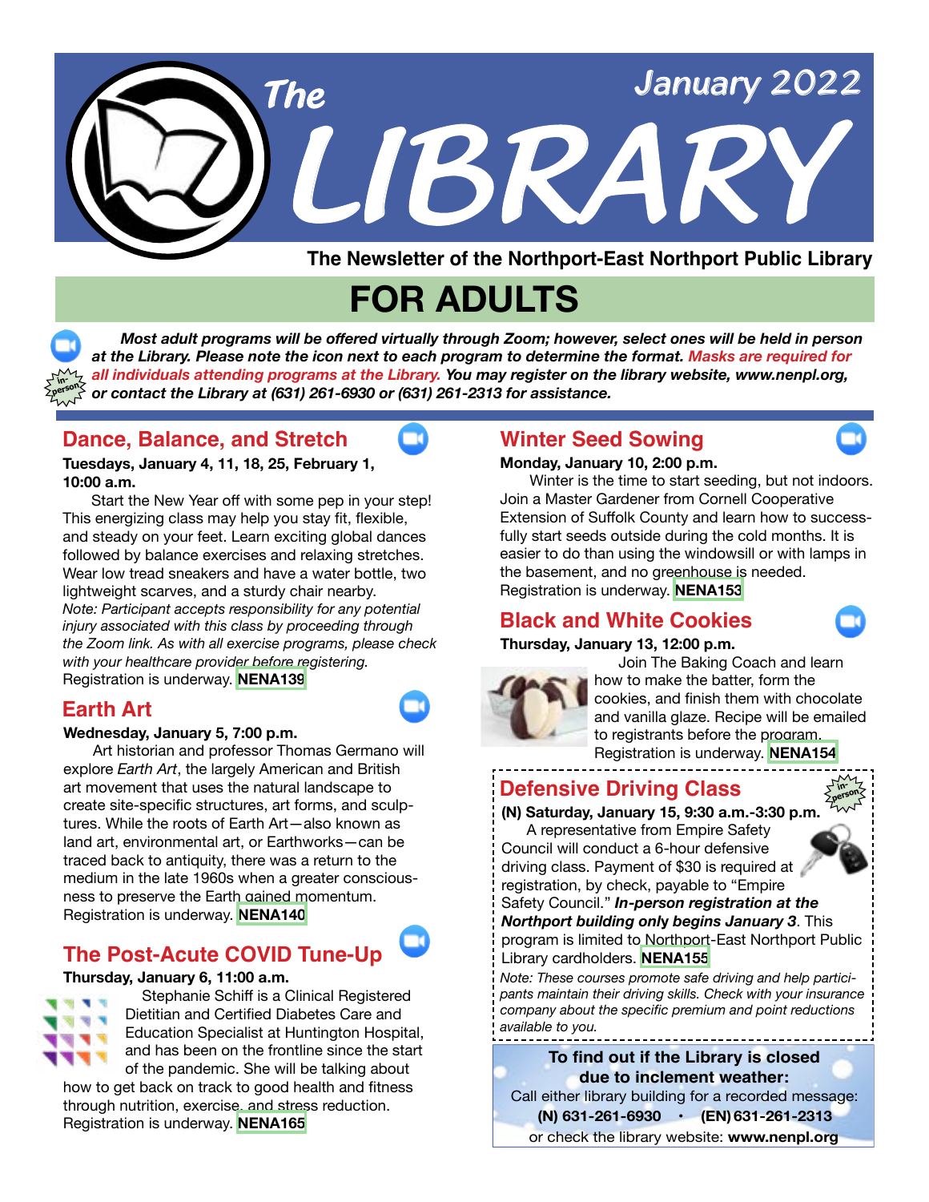# The LIBRARY

January 2022

**The Newsletter of the Northport-East Northport Public Library**

# FOR ADULTS

***Most adult programs will be offered virtually through Zoom; however, select ones will be held in person at the Library. Please note the icon next to each program to determine the format. Masks are required for all individuals attending programs at the Library. You may register on the library website, www.nenpl.org, or contact the Library at (631) 261-6930 or (631) 261-2313 for assistance.***

## Dance, Balance, and Stretch

**Tuesdays, January 4, 11, 18, 25, February 1, 10:00 a.m.**

Start the New Year off with some pep in your step! This energizing class may help you stay fit, flexible, and steady on your feet. Learn exciting global dances followed by balance exercises and relaxing stretches. Wear low tread sneakers and have a water bottle, two lightweight scarves, and a sturdy chair nearby. *Note: Participant accepts responsibility for any potential injury associated with this class by proceeding through the Zoom link. As with all exercise programs, please check with your healthcare provider before registering.* Registration is underway. **NENA139**

## Earth Art

**Wednesday, January 5, 7:00 p.m.**

Art historian and professor Thomas Germano will explore *Earth Art*, the largely American and British art movement that uses the natural landscape to create site-specific structures, art forms, and sculptures. While the roots of Earth Art—also known as land art, environmental art, or Earthworks—can be traced back to antiquity, there was a return to the medium in the late 1960s when a greater consciousness to preserve the Earth gained momentum. Registration is underway. **NENA140**

## The Post-Acute COVID Tune-Up

**Thursday, January 6, 11:00 a.m.**

Stephanie Schiff is a Clinical Registered Dietitian and Certified Diabetes Care and Education Specialist at Huntington Hospital, and has been on the frontline since the start of the pandemic. She will be talking about how to get back on track to good health and fitness through nutrition, exercise, and stress reduction. Registration is underway. **NENA165**

## Winter Seed Sowing

**Monday, January 10, 2:00 p.m.**

Winter is the time to start seeding, but not indoors. Join a Master Gardener from Cornell Cooperative Extension of Suffolk County and learn how to successfully start seeds outside during the cold months. It is easier to do than using the windowsill or with lamps in the basement, and no greenhouse is needed. Registration is underway. **NENA153**

## Black and White Cookies

**Thursday, January 13, 12:00 p.m.**

Join The Baking Coach and learn how to make the batter, form the cookies, and finish them with chocolate and vanilla glaze. Recipe will be emailed to registrants before the program. Registration is underway. **NENA154**

## Defensive Driving Class

**(N) Saturday, January 15, 9:30 a.m.-3:30 p.m.**

A representative from Empire Safety Council will conduct a 6-hour defensive driving class. Payment of $30 is required at registration, by check, payable to "Empire Safety Council." ***In-person registration at the Northport building only begins January 3***. This program is limited to Northport-East Northport Public Library cardholders. **NENA155**

*Note: These courses promote safe driving and help participants maintain their driving skills. Check with your insurance company about the specific premium and point reductions available to you.*

**To find out if the Library is closed due to inclement weather:**

Call either library building for a recorded message:

**(N) 631-261-6930 • (EN) 631-261-2313**

or check the library website: **www.nenpl.org**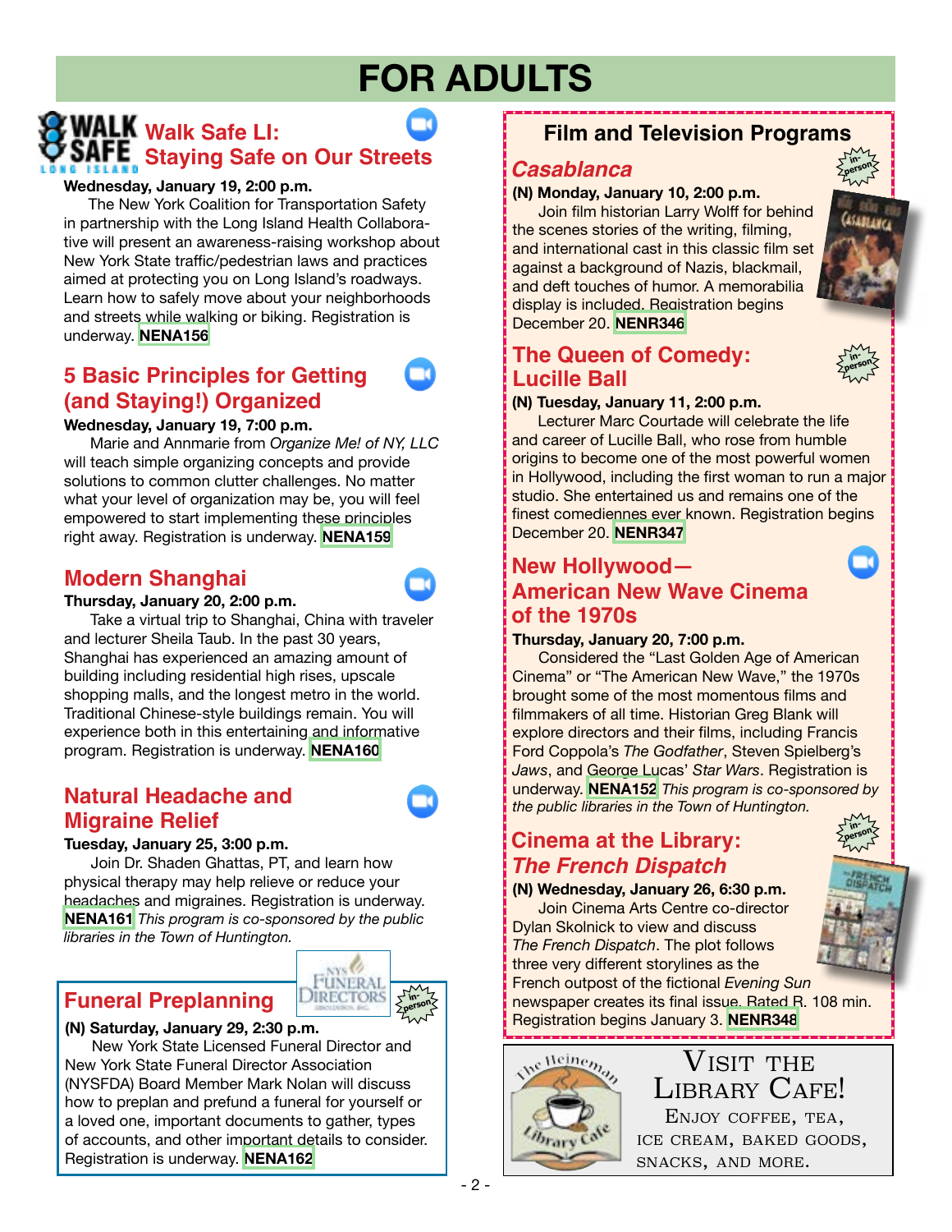# FOR ADULTS

## Walk Safe LI: Staying Safe on Our Streets

**Wednesday, January 19, 2:00 p.m.**

The New York Coalition for Transportation Safety in partnership with the Long Island Health Collaborative will present an awareness-raising workshop about New York State traffic/pedestrian laws and practices aimed at protecting you on Long Island's roadways. Learn how to safely move about your neighborhoods and streets while walking or biking. Registration is underway. **NENA156**

## 5 Basic Principles for Getting (and Staying!) Organized

**Wednesday, January 19, 7:00 p.m.**

Marie and Annmarie from *Organize Me! of NY, LLC* will teach simple organizing concepts and provide solutions to common clutter challenges. No matter what your level of organization may be, you will feel empowered to start implementing these principles right away. Registration is underway. **NENA159**

## Modern Shanghai

**Thursday, January 20, 2:00 p.m.**

Take a virtual trip to Shanghai, China with traveler and lecturer Sheila Taub. In the past 30 years, Shanghai has experienced an amazing amount of building including residential high rises, upscale shopping malls, and the longest metro in the world. Traditional Chinese-style buildings remain. You will experience both in this entertaining and informative program. Registration is underway. **NENA160**

## Natural Headache and Migraine Relief

**Tuesday, January 25, 3:00 p.m.**

Join Dr. Shaden Ghattas, PT, and learn how physical therapy may help relieve or reduce your headaches and migraines. Registration is underway. **NENA161** *This program is co-sponsored by the public libraries in the Town of Huntington.*

## Funeral Preplanning

**(N) Saturday, January 29, 2:30 p.m.**

New York State Licensed Funeral Director and New York State Funeral Director Association (NYSFDA) Board Member Mark Nolan will discuss how to preplan and prefund a funeral for yourself or a loved one, important documents to gather, types of accounts, and other important details to consider. Registration is underway. **NENA162**

## Film and Television Programs

### *Casablanca*

**(N) Monday, January 10, 2:00 p.m.**

Join film historian Larry Wolff for behind the scenes stories of the writing, filming, and international cast in this classic film set against a background of Nazis, blackmail, and deft touches of humor. A memorabilia display is included. Registration begins December 20. **NENR346**

### The Queen of Comedy: Lucille Ball

**(N) Tuesday, January 11, 2:00 p.m.**

Lecturer Marc Courtade will celebrate the life and career of Lucille Ball, who rose from humble origins to become one of the most powerful women in Hollywood, including the first woman to run a major studio. She entertained us and remains one of the finest comediennes ever known. Registration begins December 20. **NENR347**

### New Hollywood—American New Wave Cinema of the 1970s

**Thursday, January 20, 7:00 p.m.**

Considered the "Last Golden Age of American Cinema" or "The American New Wave," the 1970s brought some of the most momentous films and filmmakers of all time. Historian Greg Blank will explore directors and their films, including Francis Ford Coppola's *The Godfather*, Steven Spielberg's *Jaws*, and George Lucas' *Star Wars*. Registration is underway. **NENA152** *This program is co-sponsored by the public libraries in the Town of Huntington.*

### Cinema at the Library: *The French Dispatch*

**(N) Wednesday, January 26, 6:30 p.m.**

Join Cinema Arts Centre co-director Dylan Skolnick to view and discuss *The French Dispatch*. The plot follows three very different storylines as the French outpost of the fictional *Evening Sun* newspaper creates its final issue. Rated R. 108 min. Registration begins January 3. **NENR348**

## Visit the Library Cafe!

Enjoy coffee, tea, ice cream, baked goods, snacks, and more.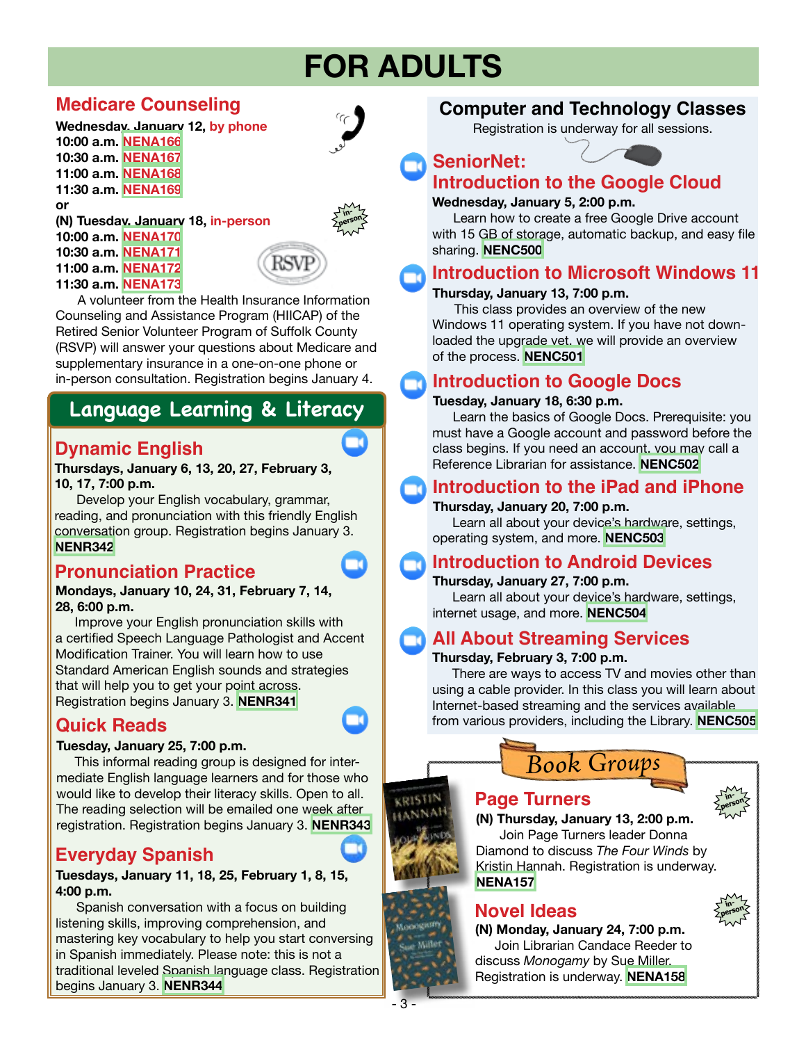# FOR ADULTS

## Medicare Counseling

**Wednesday, January 12, by phone**
**10:00 a.m.** NENA166
**10:30 a.m.** NENA167
**11:00 a.m.** NENA168
**11:30 a.m.** NENA169
**or**
**(N) Tuesday, January 18, in-person**
**10:00 a.m.** NENA170
**10:30 a.m.** NENA171
**11:00 a.m.** NENA172
**11:30 a.m.** NENA173

A volunteer from the Health Insurance Information Counseling and Assistance Program (HIICAP) of the Retired Senior Volunteer Program of Suffolk County (RSVP) will answer your questions about Medicare and supplementary insurance in a one-on-one phone or in-person consultation. Registration begins January 4.

## Language Learning & Literacy

### Dynamic English

**Thursdays, January 6, 13, 20, 27, February 3, 10, 17, 7:00 p.m.**

Develop your English vocabulary, grammar, reading, and pronunciation with this friendly English conversation group. Registration begins January 3. **NENR342**

### Pronunciation Practice

**Mondays, January 10, 24, 31, February 7, 14, 28, 6:00 p.m.**

Improve your English pronunciation skills with a certified Speech Language Pathologist and Accent Modification Trainer. You will learn how to use Standard American English sounds and strategies that will help you to get your point across. Registration begins January 3. **NENR341**

### Quick Reads

**Tuesday, January 25, 7:00 p.m.**

This informal reading group is designed for intermediate English language learners and for those who would like to develop their literacy skills. Open to all. The reading selection will be emailed one week after registration. Registration begins January 3. **NENR343**

### Everyday Spanish

**Tuesdays, January 11, 18, 25, February 1, 8, 15, 4:00 p.m.**

Spanish conversation with a focus on building listening skills, improving comprehension, and mastering key vocabulary to help you start conversing in Spanish immediately. Please note: this is not a traditional leveled Spanish language class. Registration begins January 3. **NENR344**

## Computer and Technology Classes

Registration is underway for all sessions.

### SeniorNet: Introduction to the Google Cloud

**Wednesday, January 5, 2:00 p.m.**

Learn how to create a free Google Drive account with 15 GB of storage, automatic backup, and easy file sharing. **NENC500**

### Introduction to Microsoft Windows 11

**Thursday, January 13, 7:00 p.m.**

This class provides an overview of the new Windows 11 operating system. If you have not downloaded the upgrade yet, we will provide an overview of the process. **NENC501**

### Introduction to Google Docs

**Tuesday, January 18, 6:30 p.m.**

Learn the basics of Google Docs. Prerequisite: you must have a Google account and password before the class begins. If you need an account, you may call a Reference Librarian for assistance. **NENC502**

### Introduction to the iPad and iPhone

**Thursday, January 20, 7:00 p.m.**

Learn all about your device's hardware, settings, operating system, and more. **NENC503**

### Introduction to Android Devices

**Thursday, January 27, 7:00 p.m.**

Learn all about your device's hardware, settings, internet usage, and more. **NENC504**

### All About Streaming Services

**Thursday, February 3, 7:00 p.m.**

There are ways to access TV and movies other than using a cable provider. In this class you will learn about Internet-based streaming and the services available from various providers, including the Library. **NENC505**

## Book Groups

### Page Turners

**(N) Thursday, January 13, 2:00 p.m.**

Join Page Turners leader Donna Diamond to discuss *The Four Winds* by Kristin Hannah. Registration is underway. **NENA157**

### Novel Ideas

**(N) Monday, January 24, 7:00 p.m.**

Join Librarian Candace Reeder to discuss *Monogamy* by Sue Miller. Registration is underway. **NENA158**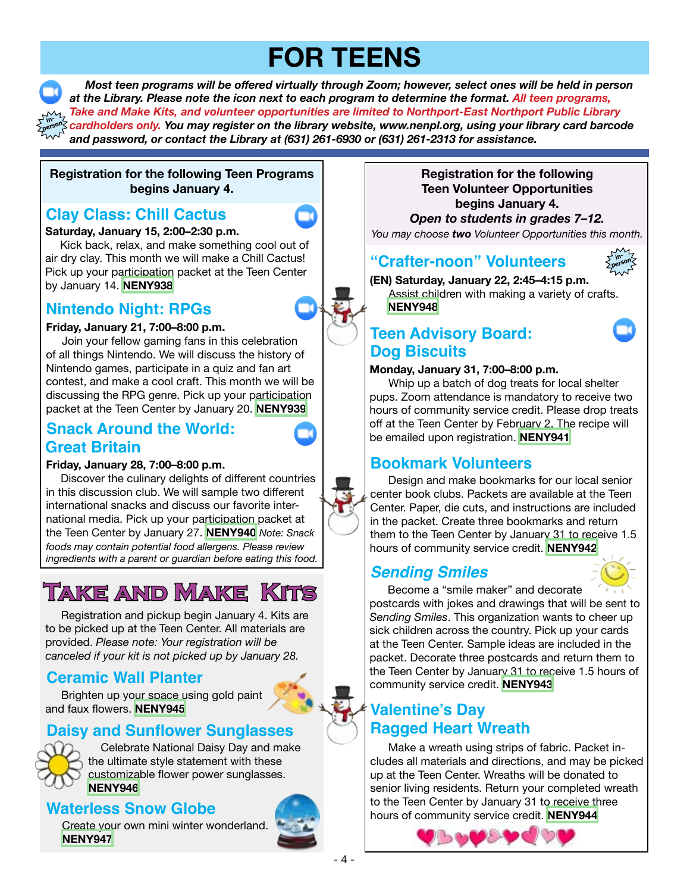# FOR TEENS

***Most teen programs will be offered virtually through Zoom; however, select ones will be held in person at the Library. Please note the icon next to each program to determine the format. All teen programs, Take and Make Kits, and volunteer opportunities are limited to Northport-East Northport Public Library cardholders only. You may register on the library website, www.nenpl.org, using your library card barcode and password, or contact the Library at (631) 261-6930 or (631) 261-2313 for assistance.***

**Registration for the following Teen Programs begins January 4.**

## Clay Class: Chill Cactus

**Saturday, January 15, 2:00–2:30 p.m.**

Kick back, relax, and make something cool out of air dry clay. This month we will make a Chill Cactus! Pick up your participation packet at the Teen Center by January 14. **NENY938**

## Nintendo Night: RPGs

**Friday, January 21, 7:00–8:00 p.m.**

Join your fellow gaming fans in this celebration of all things Nintendo. We will discuss the history of Nintendo games, participate in a quiz and fan art contest, and make a cool craft. This month we will be discussing the RPG genre. Pick up your participation packet at the Teen Center by January 20. **NENY939**

## Snack Around the World: Great Britain

**Friday, January 28, 7:00–8:00 p.m.**

Discover the culinary delights of different countries in this discussion club. We will sample two different international snacks and discuss our favorite international media. Pick up your participation packet at the Teen Center by January 27. **NENY940** *Note: Snack foods may contain potential food allergens. Please review ingredients with a parent or guardian before eating this food.*

# Take and Make Kits

Registration and pickup begin January 4. Kits are to be picked up at the Teen Center. All materials are provided. *Please note: Your registration will be canceled if your kit is not picked up by January 28.*

## Ceramic Wall Planter

Brighten up your space using gold paint and faux flowers. **NENY945**

## Daisy and Sunflower Sunglasses

Celebrate National Daisy Day and make the ultimate style statement with these customizable flower power sunglasses. **NENY946**

## Waterless Snow Globe

Create your own mini winter wonderland. **NENY947**

**Registration for the following Teen Volunteer Opportunities begins January 4.**
***Open to students in grades 7–12.***
*You may choose **two** Volunteer Opportunities this month.*

## "Crafter-noon" Volunteers

**(EN) Saturday, January 22, 2:45–4:15 p.m.**

Assist children with making a variety of crafts. **NENY948**

## Teen Advisory Board: Dog Biscuits

**Monday, January 31, 7:00–8:00 p.m.**

Whip up a batch of dog treats for local shelter pups. Zoom attendance is mandatory to receive two hours of community service credit. Please drop treats off at the Teen Center by February 2. The recipe will be emailed upon registration. **NENY941**

## Bookmark Volunteers

Design and make bookmarks for our local senior center book clubs. Packets are available at the Teen Center. Paper, die cuts, and instructions are included in the packet. Create three bookmarks and return them to the Teen Center by January 31 to receive 1.5 hours of community service credit. **NENY942**

## *Sending Smiles*

Become a "smile maker" and decorate postcards with jokes and drawings that will be sent to *Sending Smiles*. This organization wants to cheer up sick children across the country. Pick up your cards at the Teen Center. Sample ideas are included in the packet. Decorate three postcards and return them to the Teen Center by January 31 to receive 1.5 hours of community service credit. **NENY943**

## Valentine's Day Ragged Heart Wreath

Make a wreath using strips of fabric. Packet includes all materials and directions, and may be picked up at the Teen Center. Wreaths will be donated to senior living residents. Return your completed wreath to the Teen Center by January 31 to receive three hours of community service credit. **NENY944**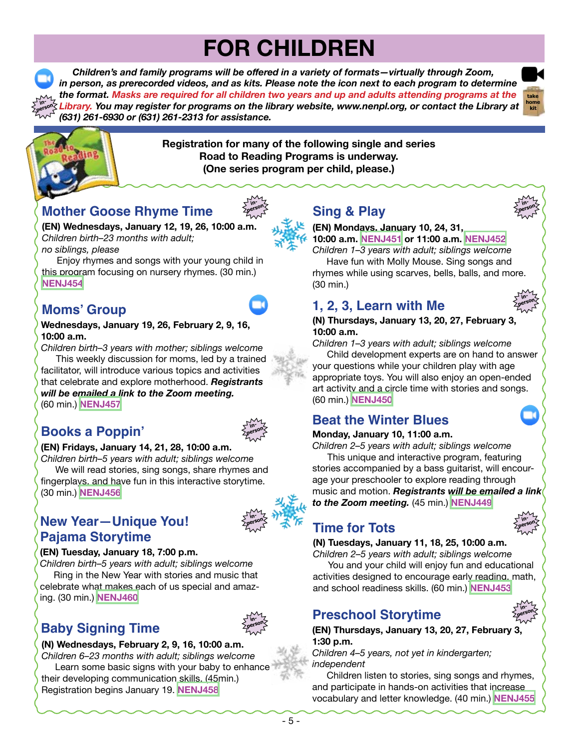# FOR CHILDREN

***Children's and family programs will be offered in a variety of formats—virtually through Zoom, in person, as prerecorded videos, and as kits. Please note the icon next to each program to determine the format. Masks are required for all children two years and up and adults attending programs at the Library. You may register for programs on the library website, www.nenpl.org, or contact the Library at (631) 261-6930 or (631) 261-2313 for assistance.***

**Registration for many of the following single and series Road to Reading Programs is underway. (One series program per child, please.)**

## Mother Goose Rhyme Time

**(EN) Wednesdays, January 12, 19, 26, 10:00 a.m.**
*Children birth–23 months with adult; no siblings, please*

Enjoy rhymes and songs with your young child in this program focusing on nursery rhymes. (30 min.) **NENJ454**

## Moms' Group

**Wednesdays, January 19, 26, February 2, 9, 16, 10:00 a.m.**
*Children birth–3 years with mother; siblings welcome*

This weekly discussion for moms, led by a trained facilitator, will introduce various topics and activities that celebrate and explore motherhood. ***Registrants will be emailed a link to the Zoom meeting.*** (60 min.) **NENJ457**

## Books a Poppin'

**(EN) Fridays, January 14, 21, 28, 10:00 a.m.**
*Children birth–5 years with adult; siblings welcome*

We will read stories, sing songs, share rhymes and fingerplays, and have fun in this interactive storytime. (30 min.) **NENJ456**

## New Year—Unique You! Pajama Storytime

**(EN) Tuesday, January 18, 7:00 p.m.**
*Children birth–5 years with adult; siblings welcome*

Ring in the New Year with stories and music that celebrate what makes each of us special and amazing. (30 min.) **NENJ460**

## Baby Signing Time

**(N) Wednesdays, February 2, 9, 16, 10:00 a.m.**
*Children 6–23 months with adult; siblings welcome*

Learn some basic signs with your baby to enhance their developing communication skills. (45min.) Registration begins January 19. **NENJ458**

## Sing & Play

**(EN) Mondays, January 10, 24, 31, 10:00 a.m. NENJ451 or 11:00 a.m. NENJ452**
*Children 1–3 years with adult; siblings welcome*

Have fun with Molly Mouse. Sing songs and rhymes while using scarves, bells, balls, and more. (30 min.)

## 1, 2, 3, Learn with Me

**(N) Thursdays, January 13, 20, 27, February 3, 10:00 a.m.**
*Children 1–3 years with adult; siblings welcome*

Child development experts are on hand to answer your questions while your children play with age appropriate toys. You will also enjoy an open-ended art activity and a circle time with stories and songs. (60 min.) **NENJ450**

## Beat the Winter Blues

**Monday, January 10, 11:00 a.m.**
*Children 2–5 years with adult; siblings welcome*

This unique and interactive program, featuring stories accompanied by a bass guitarist, will encourage your preschooler to explore reading through music and motion. ***Registrants will be emailed a link to the Zoom meeting.*** (45 min.) **NENJ449**

## Time for Tots

**(N) Tuesdays, January 11, 18, 25, 10:00 a.m.**
*Children 2–5 years with adult; siblings welcome*

You and your child will enjoy fun and educational activities designed to encourage early reading, math, and school readiness skills. (60 min.) **NENJ453**

## Preschool Storytime

**(EN) Thursdays, January 13, 20, 27, February 3, 1:30 p.m.**
*Children 4–5 years, not yet in kindergarten; independent*

Children listen to stories, sing songs and rhymes, and participate in hands-on activities that increase vocabulary and letter knowledge. (40 min.) **NENJ455**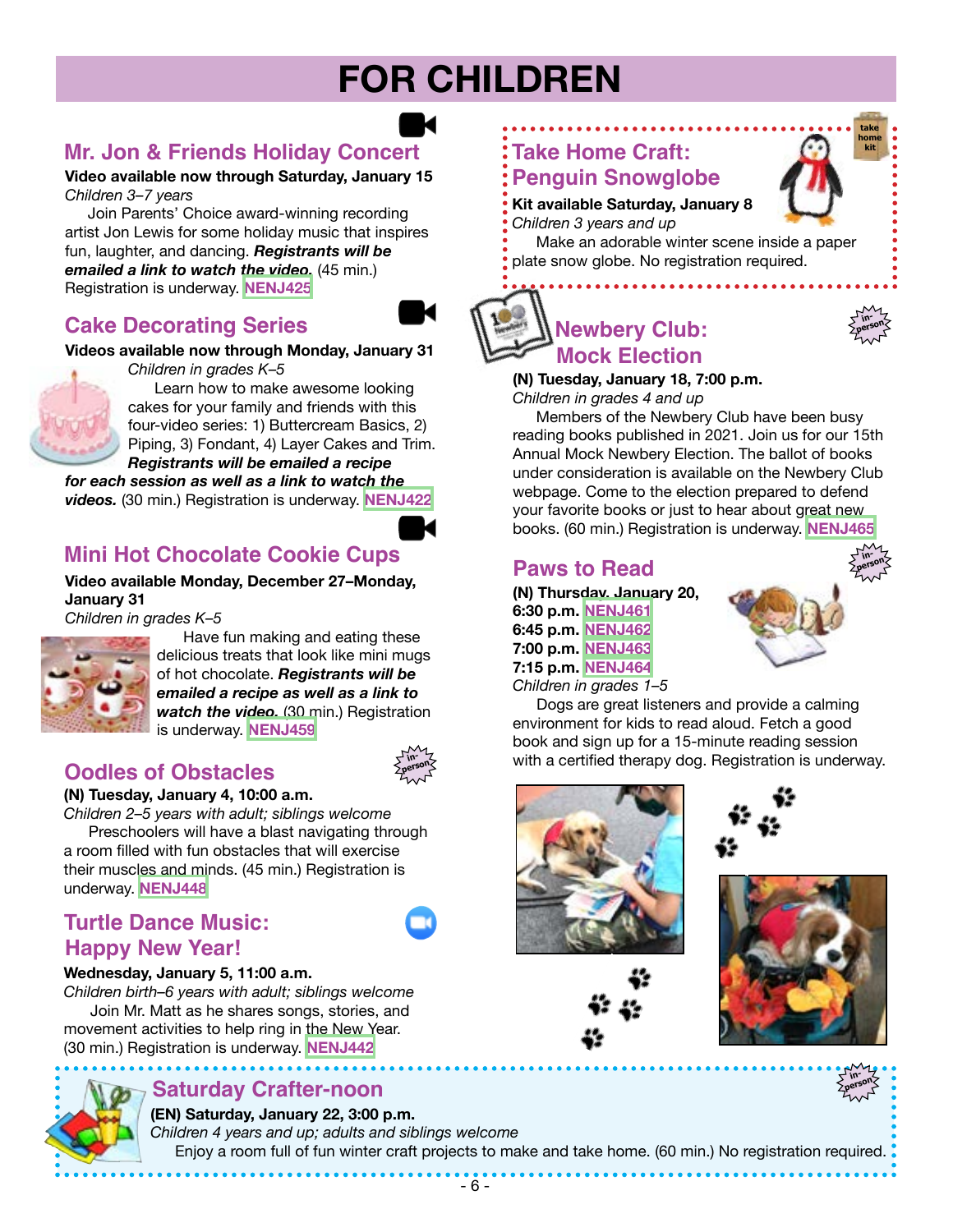# FOR CHILDREN

## Mr. Jon & Friends Holiday Concert

**Video available now through Saturday, January 15**

*Children 3–7 years*

Join Parents' Choice award-winning recording artist Jon Lewis for some holiday music that inspires fun, laughter, and dancing. ***Registrants will be emailed a link to watch the video.*** (45 min.) Registration is underway. **NENJ425**

## Cake Decorating Series

**Videos available now through Monday, January 31**

*Children in grades K–5*

Learn how to make awesome looking cakes for your family and friends with this four-video series: 1) Buttercream Basics, 2) Piping, 3) Fondant, 4) Layer Cakes and Trim. ***Registrants will be emailed a recipe for each session as well as a link to watch the videos.*** (30 min.) Registration is underway. **NENJ422**

## Mini Hot Chocolate Cookie Cups

**Video available Monday, December 27–Monday, January 31**

*Children in grades K–5*

Have fun making and eating these delicious treats that look like mini mugs of hot chocolate. ***Registrants will be emailed a recipe as well as a link to watch the video.*** (30 min.) Registration is underway. **NENJ459**

## Oodles of Obstacles

in-person

**(N) Tuesday, January 4, 10:00 a.m.**

*Children 2–5 years with adult; siblings welcome*

Preschoolers will have a blast navigating through a room filled with fun obstacles that will exercise their muscles and minds. (45 min.) Registration is underway. **NENJ448**

## Turtle Dance Music: Happy New Year!

**Wednesday, January 5, 11:00 a.m.**

*Children birth–6 years with adult; siblings welcome*

Join Mr. Matt as he shares songs, stories, and movement activities to help ring in the New Year. (30 min.) Registration is underway. **NENJ442**

## Take Home Craft: Penguin Snowglobe

take home kit

**Kit available Saturday, January 8**

*Children 3 years and up*

Make an adorable winter scene inside a paper plate snow globe. No registration required.

## Newbery Club: Mock Election

in-person

**(N) Tuesday, January 18, 7:00 p.m.**

*Children in grades 4 and up*

Members of the Newbery Club have been busy reading books published in 2021. Join us for our 15th Annual Mock Newbery Election. The ballot of books under consideration is available on the Newbery Club webpage. Come to the election prepared to defend your favorite books or just to hear about great new books. (60 min.) Registration is underway. **NENJ465**

## Paws to Read

in-person

**(N) Thursday, January 20,**
**6:30 p.m. NENJ461**
**6:45 p.m. NENJ462**
**7:00 p.m. NENJ463**
**7:15 p.m. NENJ464**

*Children in grades 1–5*

Dogs are great listeners and provide a calming environment for kids to read aloud. Fetch a good book and sign up for a 15-minute reading session with a certified therapy dog. Registration is underway.

## Saturday Crafter-noon

in-person

**(EN) Saturday, January 22, 3:00 p.m.**

*Children 4 years and up; adults and siblings welcome*

Enjoy a room full of fun winter craft projects to make and take home. (60 min.) No registration required.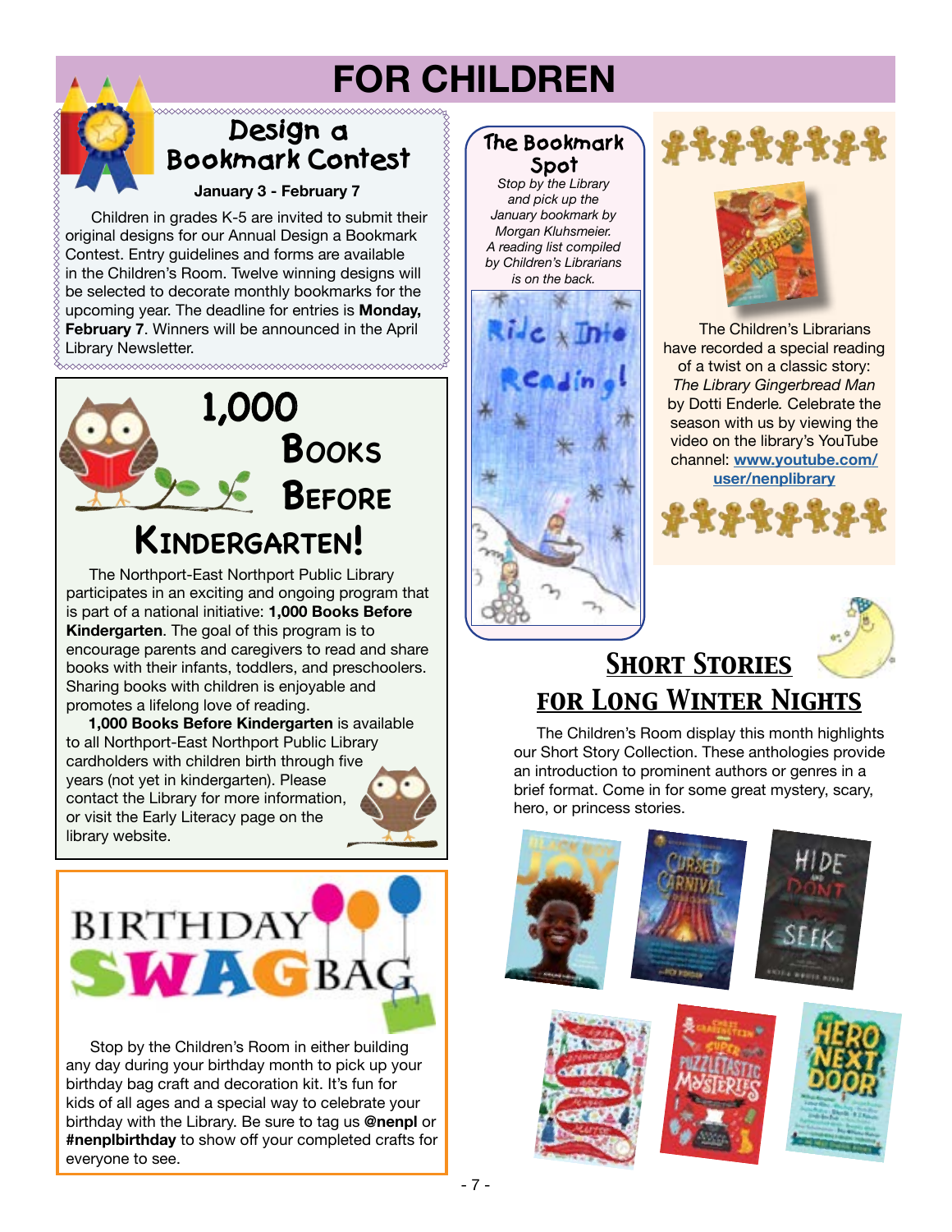# FOR CHILDREN

## Design a Bookmark Contest

**January 3 - February 7**

Children in grades K-5 are invited to submit their original designs for our Annual Design a Bookmark Contest. Entry guidelines and forms are available in the Children's Room. Twelve winning designs will be selected to decorate monthly bookmarks for the upcoming year. The deadline for entries is **Monday, February 7**. Winners will be announced in the April Library Newsletter.

## 1,000 Books Before Kindergarten!

The Northport-East Northport Public Library participates in an exciting and ongoing program that is part of a national initiative: **1,000 Books Before Kindergarten**. The goal of this program is to encourage parents and caregivers to read and share books with their infants, toddlers, and preschoolers. Sharing books with children is enjoyable and promotes a lifelong love of reading.

**1,000 Books Before Kindergarten** is available to all Northport-East Northport Public Library cardholders with children birth through five years (not yet in kindergarten). Please contact the Library for more information, or visit the Early Literacy page on the library website.

## Birthday Swag Bag

Stop by the Children's Room in either building any day during your birthday month to pick up your birthday bag craft and decoration kit. It's fun for kids of all ages and a special way to celebrate your birthday with the Library. Be sure to tag us **@nenpl** or **#nenplbirthday** to show off your completed crafts for everyone to see.

## The Bookmark Spot

*Stop by the Library and pick up the January bookmark by Morgan Kluhsmeier. A reading list compiled by Children's Librarians is on the back.*

The Children's Librarians have recorded a special reading of a twist on a classic story: *The Library Gingerbread Man* by Dotti Enderle. Celebrate the season with us by viewing the video on the library's YouTube channel: **www.youtube.com/user/nenplibrary**

## Short Stories for Long Winter Nights

The Children's Room display this month highlights our Short Story Collection. These anthologies provide an introduction to prominent authors or genres in a brief format. Come in for some great mystery, scary, hero, or princess stories.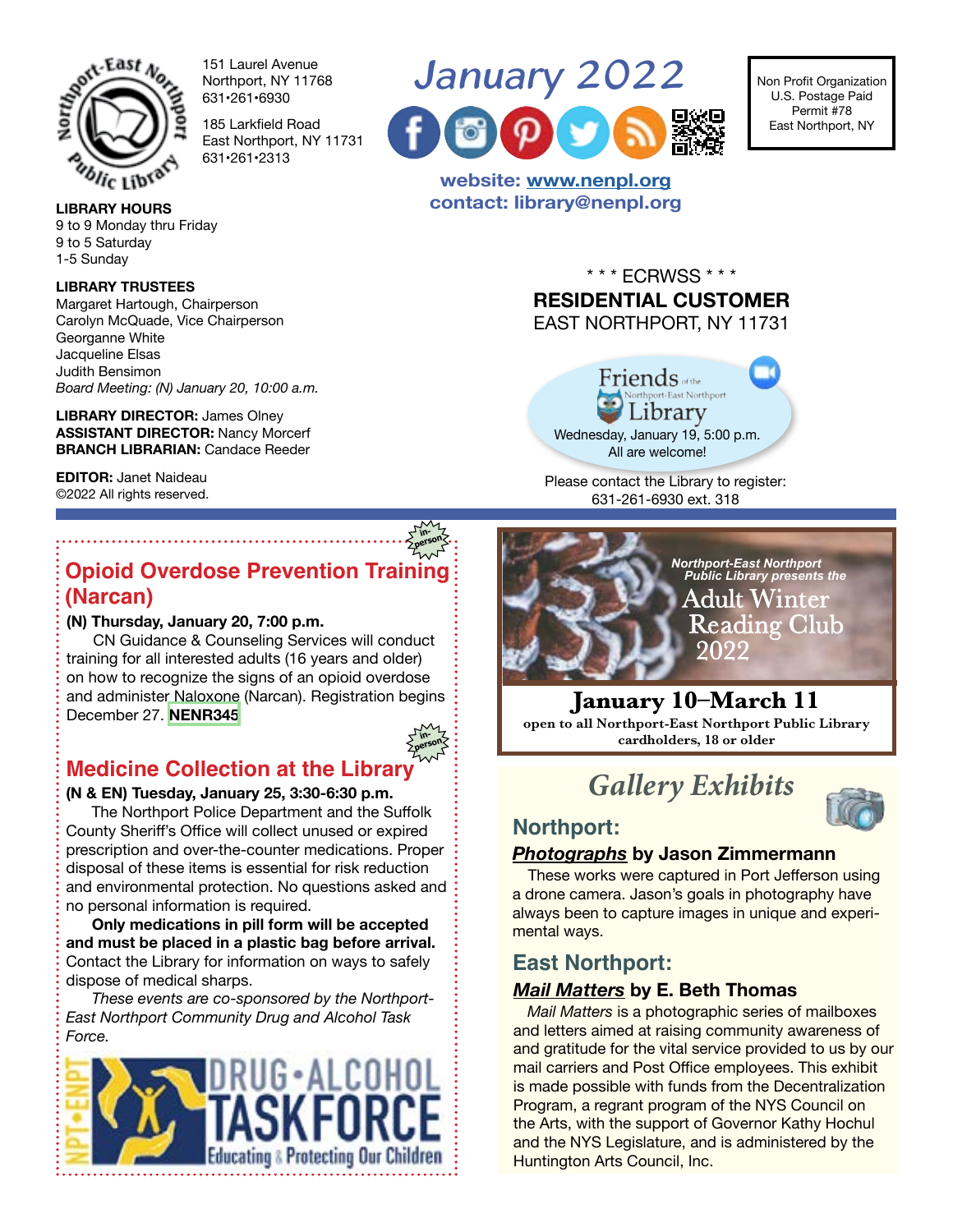151 Laurel Avenue
Northport, NY 11768
631•261•6930

185 Larkfield Road
East Northport, NY 11731
631•261•2313

# January 2022

**website: www.nenpl.org**
**contact: library@nenpl.org**

Non Profit Organization
U.S. Postage Paid
Permit #78
East Northport, NY

**LIBRARY HOURS**
9 to 9 Monday thru Friday
9 to 5 Saturday
1-5 Sunday

**LIBRARY TRUSTEES**
Margaret Hartough, Chairperson
Carolyn McQuade, Vice Chairperson
Georganne White
Jacqueline Elsas
Judith Bensimon
*Board Meeting: (N) January 20, 10:00 a.m.*

**LIBRARY DIRECTOR:** James Olney
**ASSISTANT DIRECTOR:** Nancy Morcerf
**BRANCH LIBRARIAN:** Candace Reeder

**EDITOR:** Janet Naideau
©2022 All rights reserved.

\* \* \* ECRWSS \* \* \*
**RESIDENTIAL CUSTOMER**
EAST NORTHPORT, NY 11731

Friends of the Northport-East Northport Library
Wednesday, January 19, 5:00 p.m.
All are welcome!

Please contact the Library to register:
631-261-6930 ext. 318

## Opioid Overdose Prevention Training (Narcan)

in-person

**(N) Thursday, January 20, 7:00 p.m.**

CN Guidance & Counseling Services will conduct training for all interested adults (16 years and older) on how to recognize the signs of an opioid overdose and administer Naloxone (Narcan). Registration begins December 27. **NENR345**

## Medicine Collection at the Library

in-person

**(N & EN) Tuesday, January 25, 3:30-6:30 p.m.**

The Northport Police Department and the Suffolk County Sheriff's Office will collect unused or expired prescription and over-the-counter medications. Proper disposal of these items is essential for risk reduction and environmental protection. No questions asked and no personal information is required.

**Only medications in pill form will be accepted and must be placed in a plastic bag before arrival.** Contact the Library for information on ways to safely dispose of medical sharps.

*These events are co-sponsored by the Northport-East Northport Community Drug and Alcohol Task Force.*

NPT•ENPT DRUG•ALCOHOL TASKFORCE
Educating & Protecting Our Children

*Northport-East Northport Public Library presents the*
## Adult Winter Reading Club 2022

**January 10–March 11**
**open to all Northport-East Northport Public Library cardholders, 18 or older**

## *Gallery Exhibits*

### Northport:

**<u>*Photographs*</u> by Jason Zimmermann**

These works were captured in Port Jefferson using a drone camera. Jason's goals in photography have always been to capture images in unique and experimental ways.

### East Northport:

**<u>*Mail Matters*</u> by E. Beth Thomas**

*Mail Matters* is a photographic series of mailboxes and letters aimed at raising community awareness of and gratitude for the vital service provided to us by our mail carriers and Post Office employees. This exhibit is made possible with funds from the Decentralization Program, a regrant program of the NYS Council on the Arts, with the support of Governor Kathy Hochul and the NYS Legislature, and is administered by the Huntington Arts Council, Inc.